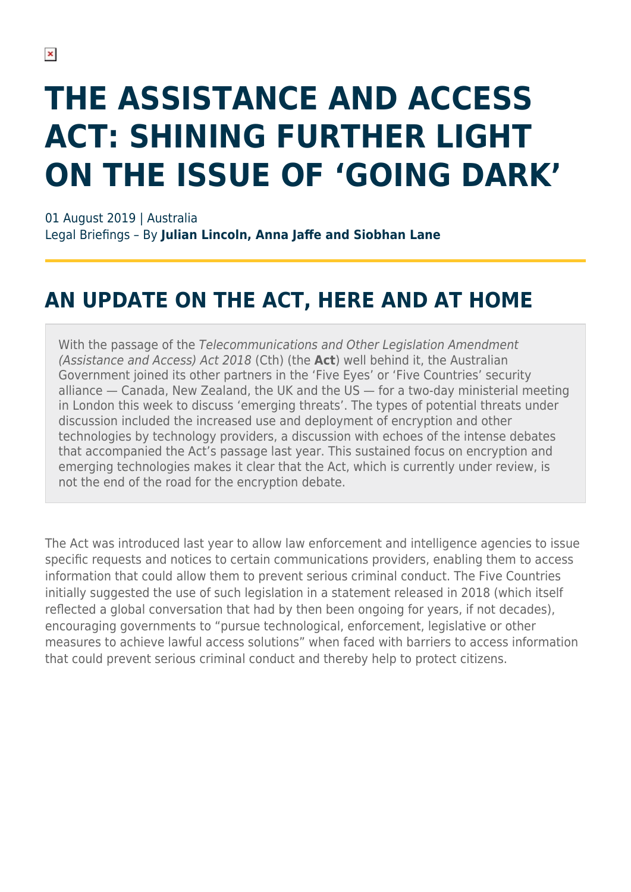# THE ASSISTANCE AND ACCESS ACT: SHINING FURTHER LIGHT ON THE ISSUE OF 'GOING DARK'

01 August 2019 | Australia
Legal Briefings – By **Julian Lincoln, Anna Jaffe and Siobhan Lane**

## AN UPDATE ON THE ACT, HERE AND AT HOME

With the passage of the *Telecommunications and Other Legislation Amendment (Assistance and Access) Act 2018* (Cth) (the **Act**) well behind it, the Australian Government joined its other partners in the 'Five Eyes' or 'Five Countries' security alliance — Canada, New Zealand, the UK and the US — for a two-day ministerial meeting in London this week to discuss 'emerging threats'. The types of potential threats under discussion included the increased use and deployment of encryption and other technologies by technology providers, a discussion with echoes of the intense debates that accompanied the Act's passage last year. This sustained focus on encryption and emerging technologies makes it clear that the Act, which is currently under review, is not the end of the road for the encryption debate.

The Act was introduced last year to allow law enforcement and intelligence agencies to issue specific requests and notices to certain communications providers, enabling them to access information that could allow them to prevent serious criminal conduct. The Five Countries initially suggested the use of such legislation in a statement released in 2018 (which itself reflected a global conversation that had by then been ongoing for years, if not decades), encouraging governments to "pursue technological, enforcement, legislative or other measures to achieve lawful access solutions" when faced with barriers to access information that could prevent serious criminal conduct and thereby help to protect citizens.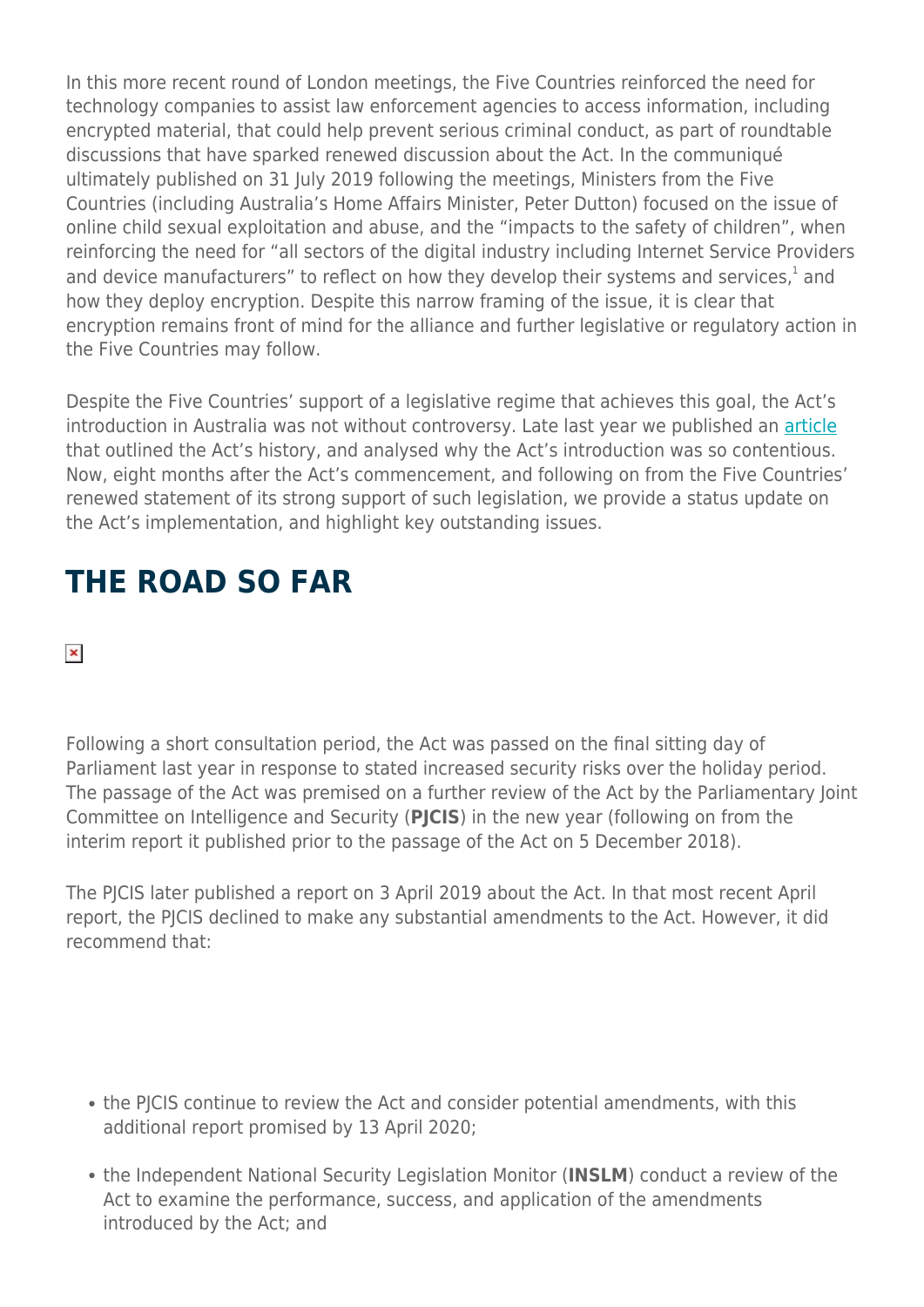In this more recent round of London meetings, the Five Countries reinforced the need for technology companies to assist law enforcement agencies to access information, including encrypted material, that could help prevent serious criminal conduct, as part of roundtable discussions that have sparked renewed discussion about the Act. In the communiqué ultimately published on 31 July 2019 following the meetings, Ministers from the Five Countries (including Australia's Home Affairs Minister, Peter Dutton) focused on the issue of online child sexual exploitation and abuse, and the "impacts to the safety of children", when reinforcing the need for "all sectors of the digital industry including Internet Service Providers and device manufacturers" to reflect on how they develop their systems and services,[1] and how they deploy encryption. Despite this narrow framing of the issue, it is clear that encryption remains front of mind for the alliance and further legislative or regulatory action in the Five Countries may follow.

Despite the Five Countries' support of a legislative regime that achieves this goal, the Act's introduction in Australia was not without controversy. Late last year we published an article that outlined the Act's history, and analysed why the Act's introduction was so contentious. Now, eight months after the Act's commencement, and following on from the Five Countries' renewed statement of its strong support of such legislation, we provide a status update on the Act's implementation, and highlight key outstanding issues.

## THE ROAD SO FAR

Following a short consultation period, the Act was passed on the final sitting day of Parliament last year in response to stated increased security risks over the holiday period. The passage of the Act was premised on a further review of the Act by the Parliamentary Joint Committee on Intelligence and Security (**PJCIS**) in the new year (following on from the interim report it published prior to the passage of the Act on 5 December 2018).

The PJCIS later published a report on 3 April 2019 about the Act. In that most recent April report, the PJCIS declined to make any substantial amendments to the Act. However, it did recommend that:

- the PJCIS continue to review the Act and consider potential amendments, with this additional report promised by 13 April 2020;
- the Independent National Security Legislation Monitor (**INSLM**) conduct a review of the Act to examine the performance, success, and application of the amendments introduced by the Act; and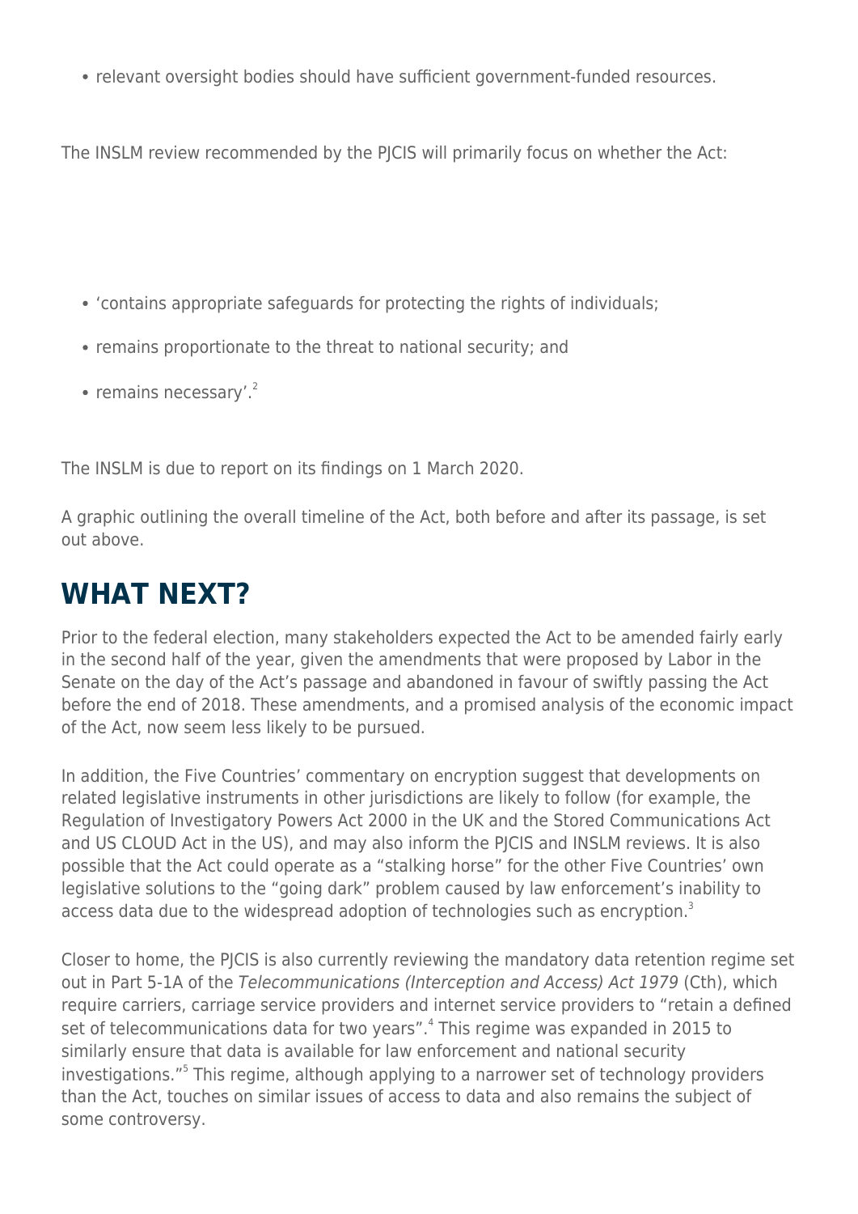- relevant oversight bodies should have sufficient government-funded resources.

The INSLM review recommended by the PJCIS will primarily focus on whether the Act:

- 'contains appropriate safeguards for protecting the rights of individuals;
- remains proportionate to the threat to national security; and
- remains necessary'.[2]

The INSLM is due to report on its findings on 1 March 2020.

A graphic outlining the overall timeline of the Act, both before and after its passage, is set out above.

## WHAT NEXT?

Prior to the federal election, many stakeholders expected the Act to be amended fairly early in the second half of the year, given the amendments that were proposed by Labor in the Senate on the day of the Act's passage and abandoned in favour of swiftly passing the Act before the end of 2018. These amendments, and a promised analysis of the economic impact of the Act, now seem less likely to be pursued.

In addition, the Five Countries' commentary on encryption suggest that developments on related legislative instruments in other jurisdictions are likely to follow (for example, the Regulation of Investigatory Powers Act 2000 in the UK and the Stored Communications Act and US CLOUD Act in the US), and may also inform the PJCIS and INSLM reviews. It is also possible that the Act could operate as a "stalking horse" for the other Five Countries' own legislative solutions to the "going dark" problem caused by law enforcement's inability to access data due to the widespread adoption of technologies such as encryption.[3]

Closer to home, the PJCIS is also currently reviewing the mandatory data retention regime set out in Part 5-1A of the *Telecommunications (Interception and Access) Act 1979* (Cth), which require carriers, carriage service providers and internet service providers to "retain a defined set of telecommunications data for two years".[4] This regime was expanded in 2015 to similarly ensure that data is available for law enforcement and national security investigations."[5] This regime, although applying to a narrower set of technology providers than the Act, touches on similar issues of access to data and also remains the subject of some controversy.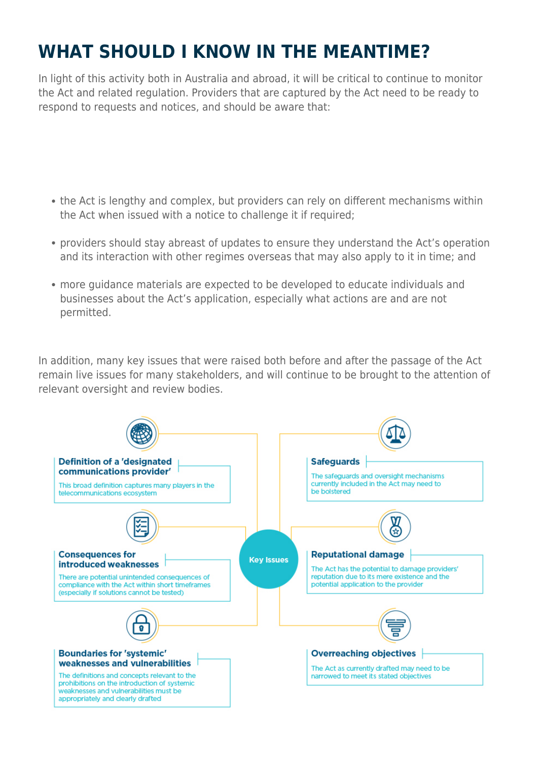# WHAT SHOULD I KNOW IN THE MEANTIME?

In light of this activity both in Australia and abroad, it will be critical to continue to monitor the Act and related regulation. Providers that are captured by the Act need to be ready to respond to requests and notices, and should be aware that:

- the Act is lengthy and complex, but providers can rely on different mechanisms within the Act when issued with a notice to challenge it if required;
- providers should stay abreast of updates to ensure they understand the Act's operation and its interaction with other regimes overseas that may also apply to it in time; and
- more guidance materials are expected to be developed to educate individuals and businesses about the Act's application, especially what actions are and are not permitted.

In addition, many key issues that were raised both before and after the passage of the Act remain live issues for many stakeholders, and will continue to be brought to the attention of relevant oversight and review bodies.

**Key Issues**

**Definition of a 'designated communications provider'**

This broad definition captures many players in the telecommunications ecosystem

**Consequences for introduced weaknesses**

There are potential unintended consequences of compliance with the Act within short timeframes (especially if solutions cannot be tested)

**Boundaries for 'systemic' weaknesses and vulnerabilities**

The definitions and concepts relevant to the prohibitions on the introduction of systemic weaknesses and vulnerabilities must be appropriately and clearly drafted

**Safeguards**

The safeguards and oversight mechanisms currently included in the Act may need to be bolstered

**Reputational damage**

The Act has the potential to damage providers' reputation due to its mere existence and the potential application to the provider

**Overreaching objectives**

The Act as currently drafted may need to be narrowed to meet its stated objectives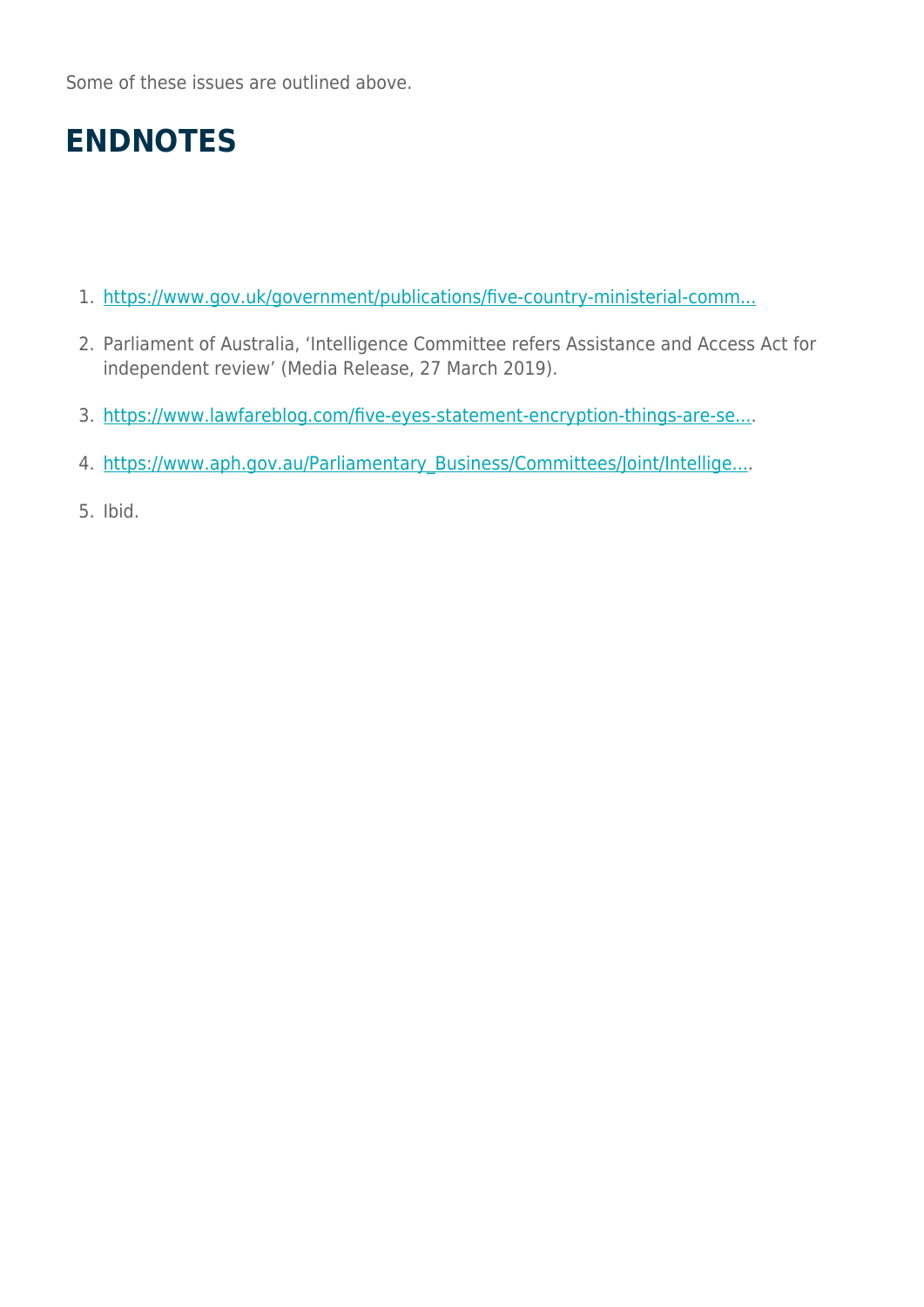Some of these issues are outlined above.

## ENDNOTES

1. https://www.gov.uk/government/publications/five-country-ministerial-comm...
2. Parliament of Australia, 'Intelligence Committee refers Assistance and Access Act for independent review' (Media Release, 27 March 2019).
3. https://www.lawfareblog.com/five-eyes-statement-encryption-things-are-se....
4. https://www.aph.gov.au/Parliamentary_Business/Committees/Joint/Intellige....
5. Ibid.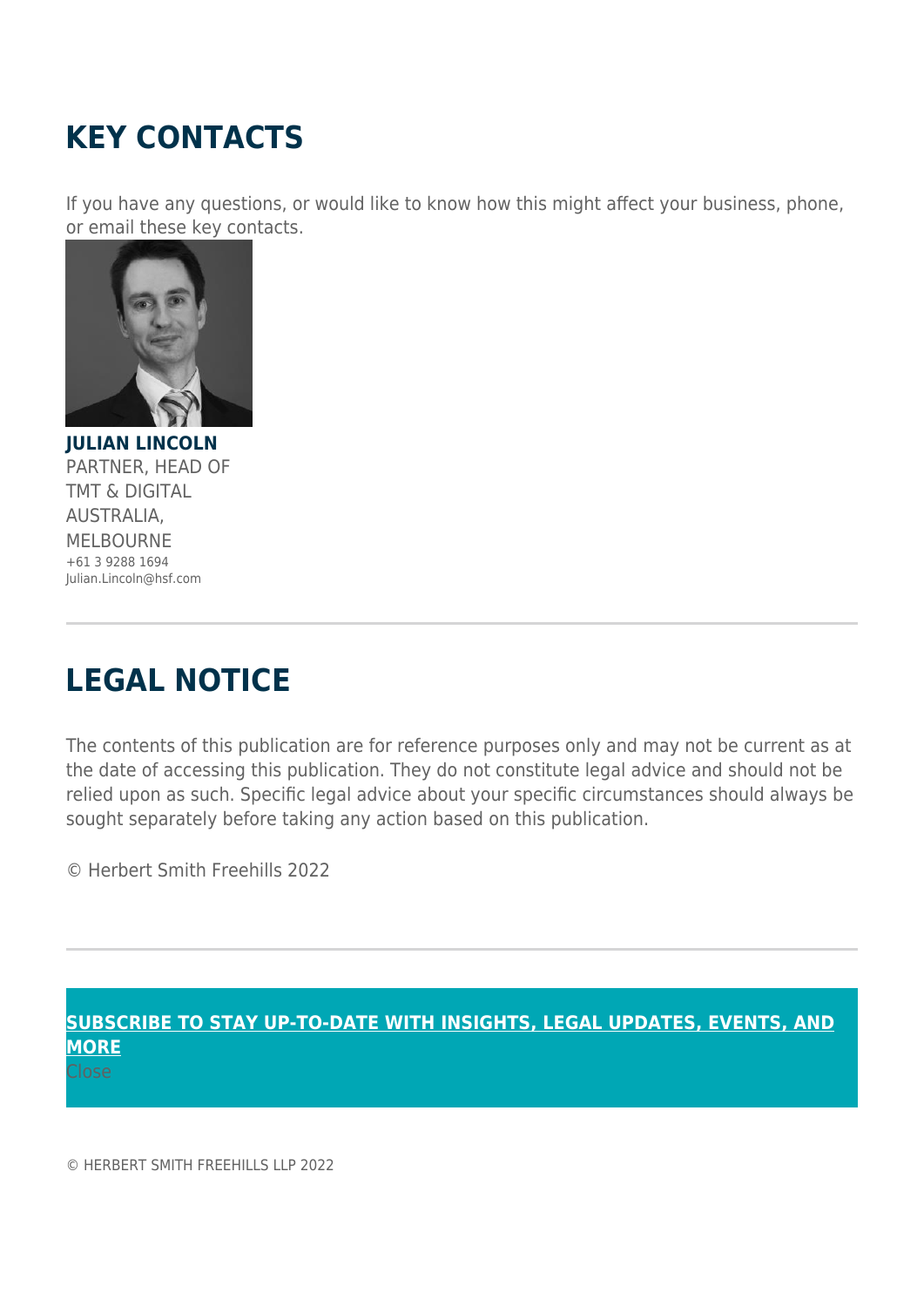## KEY CONTACTS

If you have any questions, or would like to know how this might affect your business, phone, or email these key contacts.

**JULIAN LINCOLN**
PARTNER, HEAD OF TMT & DIGITAL AUSTRALIA, MELBOURNE
+61 3 9288 1694
Julian.Lincoln@hsf.com

---

## LEGAL NOTICE

The contents of this publication are for reference purposes only and may not be current as at the date of accessing this publication. They do not constitute legal advice and should not be relied upon as such. Specific legal advice about your specific circumstances should always be sought separately before taking any action based on this publication.

© Herbert Smith Freehills 2022

---

**SUBSCRIBE TO STAY UP-TO-DATE WITH INSIGHTS, LEGAL UPDATES, EVENTS, AND MORE**

Close

© HERBERT SMITH FREEHILLS LLP 2022